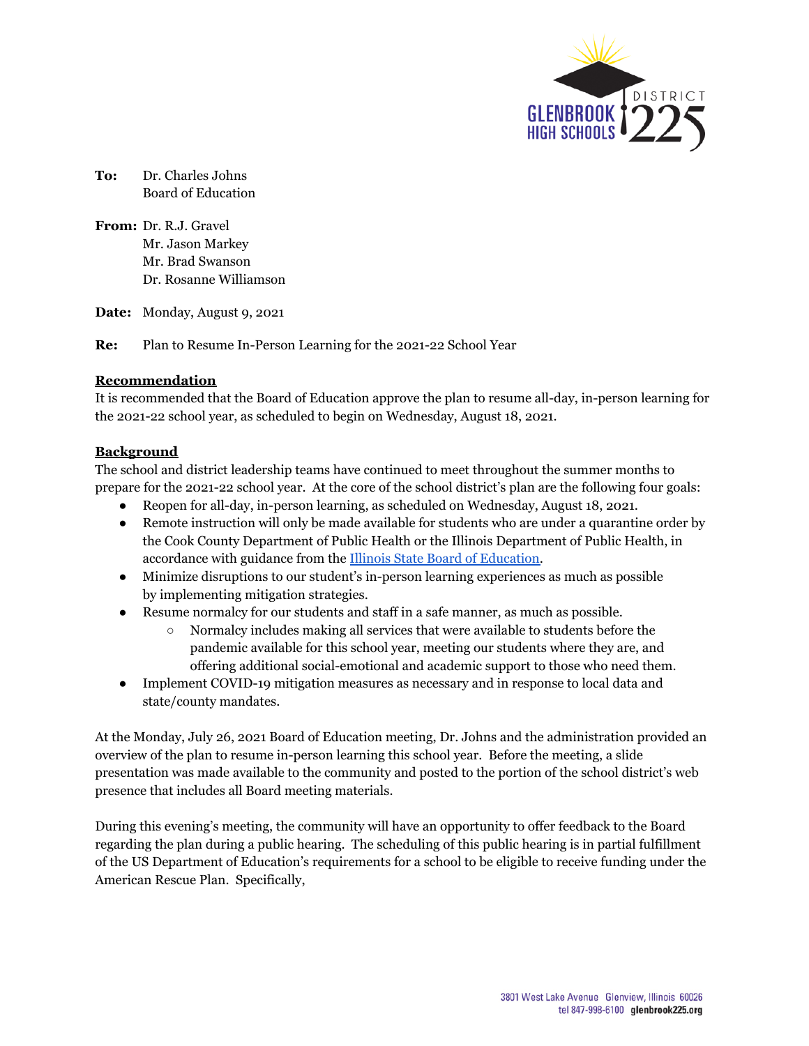**To:** Dr. Charles Johns
Board of Education

**From:** Dr. R.J. Gravel
Mr. Jason Markey
Mr. Brad Swanson
Dr. Rosanne Williamson

**Date:** Monday, August 9, 2021

**Re:** Plan to Resume In-Person Learning for the 2021-22 School Year

**Recommendation**

It is recommended that the Board of Education approve the plan to resume all-day, in-person learning for the 2021-22 school year, as scheduled to begin on Wednesday, August 18, 2021.

**Background**

The school and district leadership teams have continued to meet throughout the summer months to prepare for the 2021-22 school year. At the core of the school district's plan are the following four goals:

- Reopen for all-day, in-person learning, as scheduled on Wednesday, August 18, 2021.
- Remote instruction will only be made available for students who are under a quarantine order by the Cook County Department of Public Health or the Illinois Department of Public Health, in accordance with guidance from the [Illinois State Board of Education](#).
- Minimize disruptions to our student's in-person learning experiences as much as possible by implementing mitigation strategies.
- Resume normalcy for our students and staff in a safe manner, as much as possible.
  - Normalcy includes making all services that were available to students before the pandemic available for this school year, meeting our students where they are, and offering additional social-emotional and academic support to those who need them.
- Implement COVID-19 mitigation measures as necessary and in response to local data and state/county mandates.

At the Monday, July 26, 2021 Board of Education meeting, Dr. Johns and the administration provided an overview of the plan to resume in-person learning this school year. Before the meeting, a slide presentation was made available to the community and posted to the portion of the school district's web presence that includes all Board meeting materials.

During this evening's meeting, the community will have an opportunity to offer feedback to the Board regarding the plan during a public hearing. The scheduling of this public hearing is in partial fulfillment of the US Department of Education's requirements for a school to be eligible to receive funding under the American Rescue Plan. Specifically,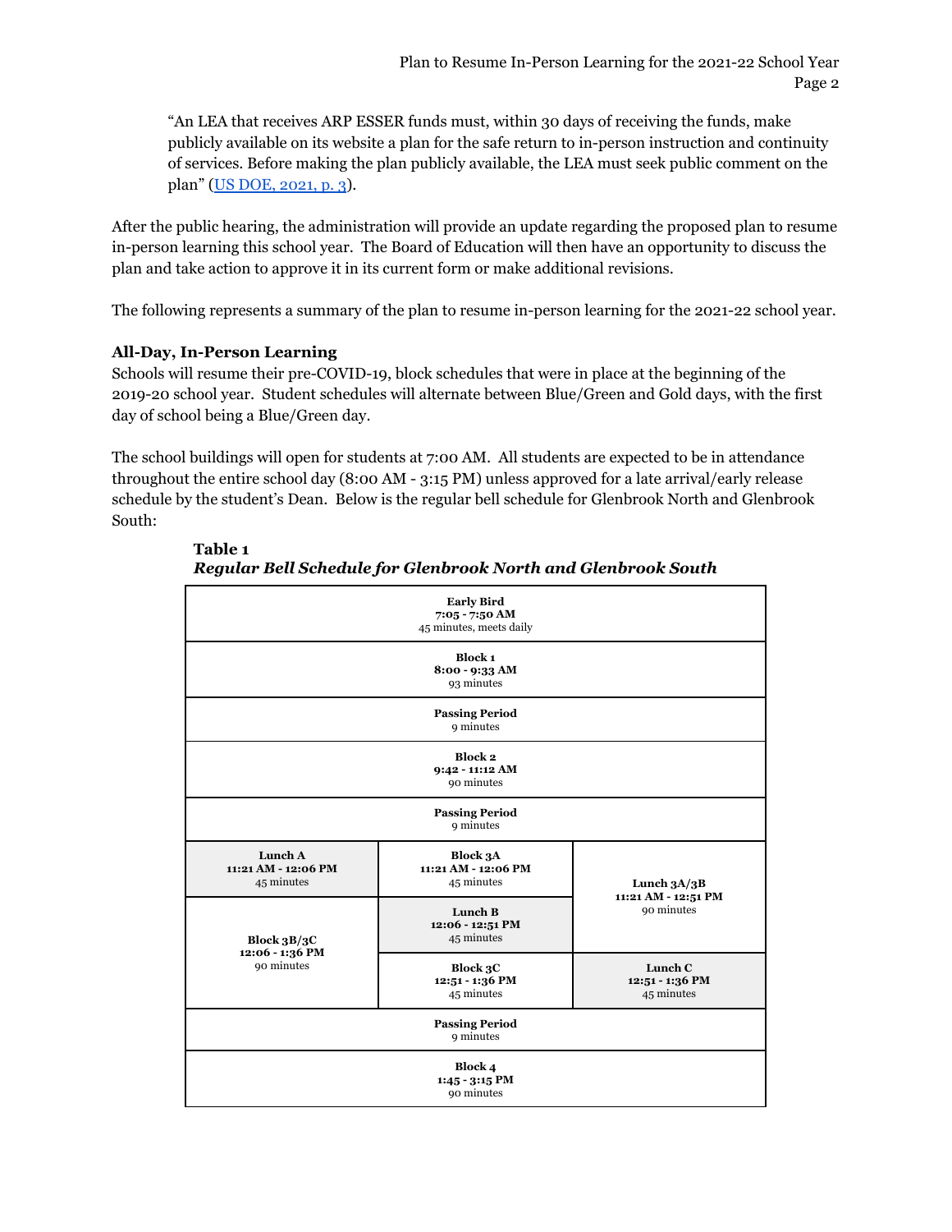"An LEA that receives ARP ESSER funds must, within 30 days of receiving the funds, make publicly available on its website a plan for the safe return to in-person instruction and continuity of services. Before making the plan publicly available, the LEA must seek public comment on the plan" (US DOE, 2021, p. 3).

After the public hearing, the administration will provide an update regarding the proposed plan to resume in-person learning this school year. The Board of Education will then have an opportunity to discuss the plan and take action to approve it in its current form or make additional revisions.

The following represents a summary of the plan to resume in-person learning for the 2021-22 school year.

### All-Day, In-Person Learning

Schools will resume their pre-COVID-19, block schedules that were in place at the beginning of the 2019-20 school year. Student schedules will alternate between Blue/Green and Gold days, with the first day of school being a Blue/Green day.

The school buildings will open for students at 7:00 AM. All students are expected to be in attendance throughout the entire school day (8:00 AM - 3:15 PM) unless approved for a late arrival/early release schedule by the student's Dean. Below is the regular bell schedule for Glenbrook North and Glenbrook South:

**Table 1**
***Regular Bell Schedule for Glenbrook North and Glenbrook South***

| | | |
|---|---|---|
| **Early Bird** **7:05 - 7:50 AM** 45 minutes, meets daily | | |
| **Block 1** **8:00 - 9:33 AM** 93 minutes | | |
| **Passing Period** 9 minutes | | |
| **Block 2** **9:42 - 11:12 AM** 90 minutes | | |
| **Passing Period** 9 minutes | | |
| **Lunch A** **11:21 AM - 12:06 PM** 45 minutes | **Block 3A** **11:21 AM - 12:06 PM** 45 minutes | **Lunch 3A/3B** **11:21 AM - 12:51 PM** 90 minutes |
| **Block 3B/3C** **12:06 - 1:36 PM** 90 minutes | **Lunch B** **12:06 - 12:51 PM** 45 minutes | |
| | **Block 3C** **12:51 - 1:36 PM** 45 minutes | **Lunch C** **12:51 - 1:36 PM** 45 minutes |
| **Passing Period** 9 minutes | | |
| **Block 4** **1:45 - 3:15 PM** 90 minutes | | |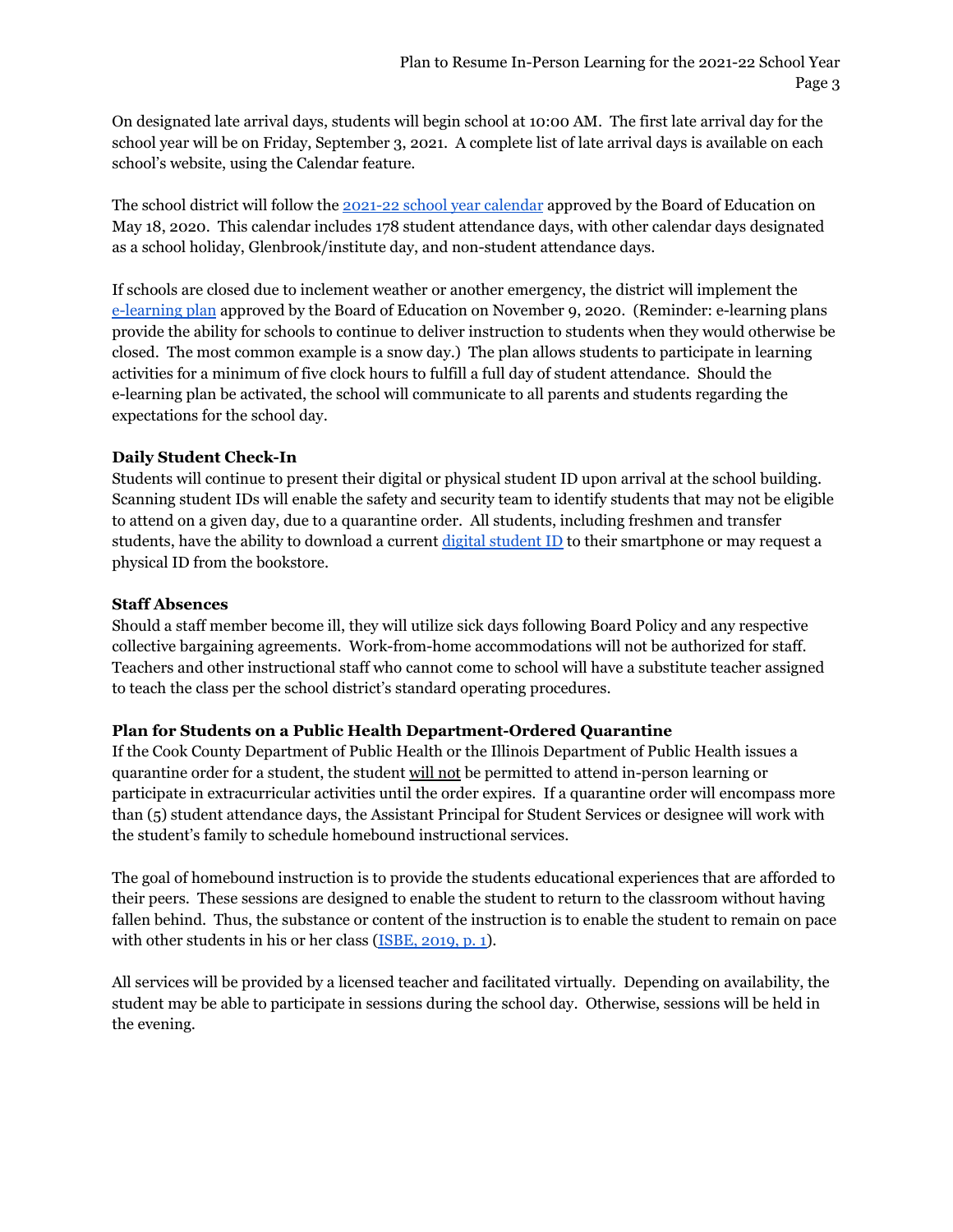On designated late arrival days, students will begin school at 10:00 AM. The first late arrival day for the school year will be on Friday, September 3, 2021. A complete list of late arrival days is available on each school's website, using the Calendar feature.

The school district will follow the [2021-22 school year calendar]() approved by the Board of Education on May 18, 2020. This calendar includes 178 student attendance days, with other calendar days designated as a school holiday, Glenbrook/institute day, and non-student attendance days.

If schools are closed due to inclement weather or another emergency, the district will implement the [e-learning plan]() approved by the Board of Education on November 9, 2020. (Reminder: e-learning plans provide the ability for schools to continue to deliver instruction to students when they would otherwise be closed. The most common example is a snow day.) The plan allows students to participate in learning activities for a minimum of five clock hours to fulfill a full day of student attendance. Should the e-learning plan be activated, the school will communicate to all parents and students regarding the expectations for the school day.

**Daily Student Check-In**

Students will continue to present their digital or physical student ID upon arrival at the school building. Scanning student IDs will enable the safety and security team to identify students that may not be eligible to attend on a given day, due to a quarantine order. All students, including freshmen and transfer students, have the ability to download a current [digital student ID]() to their smartphone or may request a physical ID from the bookstore.

**Staff Absences**

Should a staff member become ill, they will utilize sick days following Board Policy and any respective collective bargaining agreements. Work-from-home accommodations will not be authorized for staff. Teachers and other instructional staff who cannot come to school will have a substitute teacher assigned to teach the class per the school district's standard operating procedures.

**Plan for Students on a Public Health Department-Ordered Quarantine**

If the Cook County Department of Public Health or the Illinois Department of Public Health issues a quarantine order for a student, the student will not be permitted to attend in-person learning or participate in extracurricular activities until the order expires. If a quarantine order will encompass more than (5) student attendance days, the Assistant Principal for Student Services or designee will work with the student's family to schedule homebound instructional services.

The goal of homebound instruction is to provide the students educational experiences that are afforded to their peers. These sessions are designed to enable the student to return to the classroom without having fallen behind. Thus, the substance or content of the instruction is to enable the student to remain on pace with other students in his or her class ([ISBE, 2019, p. 1]()).

All services will be provided by a licensed teacher and facilitated virtually. Depending on availability, the student may be able to participate in sessions during the school day. Otherwise, sessions will be held in the evening.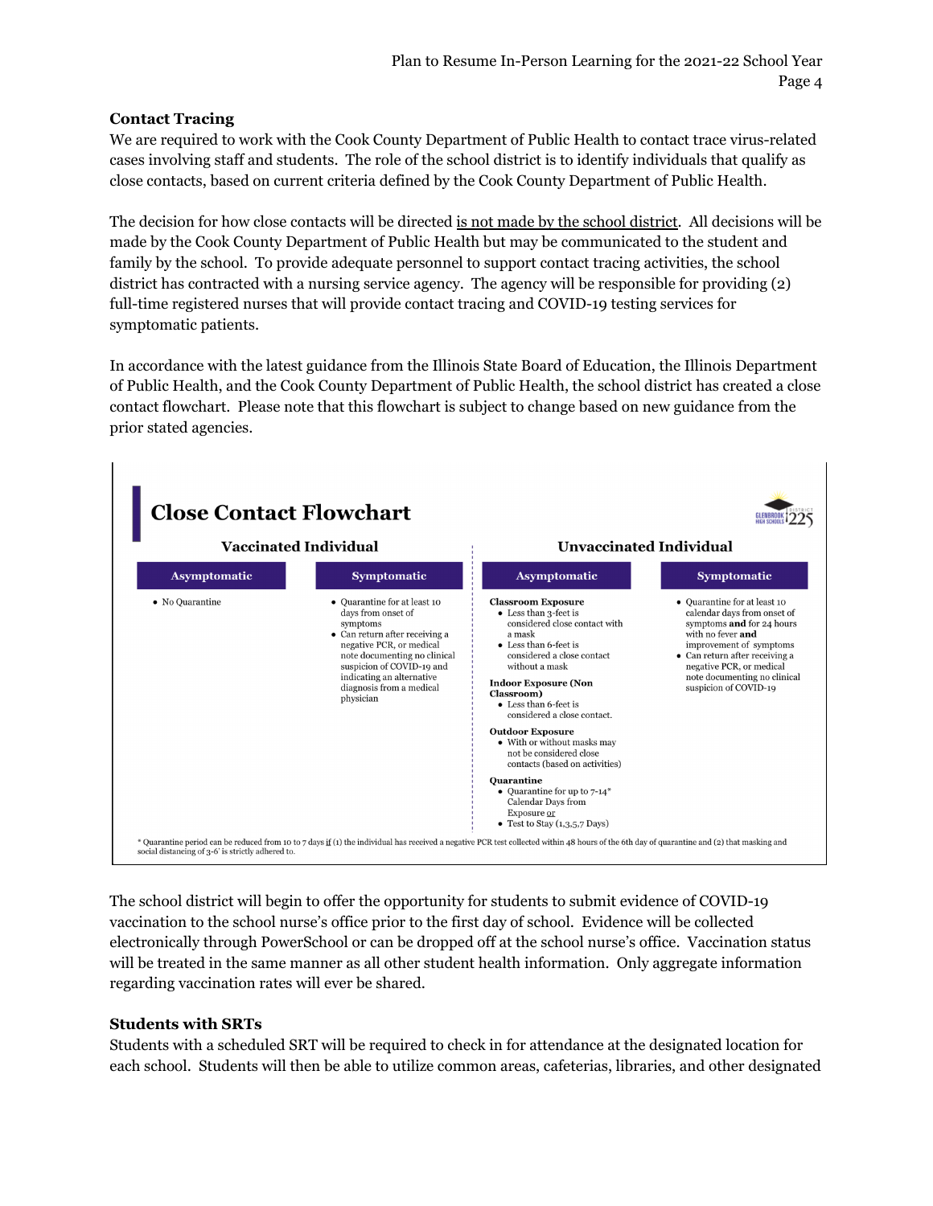### Contact Tracing

We are required to work with the Cook County Department of Public Health to contact trace virus-related cases involving staff and students. The role of the school district is to identify individuals that qualify as close contacts, based on current criteria defined by the Cook County Department of Public Health.

The decision for how close contacts will be directed is not made by the school district. All decisions will be made by the Cook County Department of Public Health but may be communicated to the student and family by the school. To provide adequate personnel to support contact tracing activities, the school district has contracted with a nursing service agency. The agency will be responsible for providing (2) full-time registered nurses that will provide contact tracing and COVID-19 testing services for symptomatic patients.

In accordance with the latest guidance from the Illinois State Board of Education, the Illinois Department of Public Health, and the Cook County Department of Public Health, the school district has created a close contact flowchart. Please note that this flowchart is subject to change based on new guidance from the prior stated agencies.

## Close Contact Flowchart

GLENBROOK HIGH SCHOOLS DISTRICT 225

| Vaccinated Individual | | Unvaccinated Individual | |
|---|---|---|---|
| **Asymptomatic** | **Symptomatic** | **Asymptomatic** | **Symptomatic** |
| • No Quarantine | • Quarantine for at least 10 days from onset of symptoms<br>• Can return after receiving a negative PCR, or medical note documenting no clinical suspicion of COVID-19 and indicating an alternative diagnosis from a medical physician | **Classroom Exposure**<br>• Less than 3-feet is considered close contact with a mask<br>• Less than 6-feet is considered a close contact without a mask<br>**Indoor Exposure (Non Classroom)**<br>• Less than 6-feet is considered a close contact.<br>**Outdoor Exposure**<br>• With or without masks may not be considered close contacts (based on activities)<br>**Quarantine**<br>• Quarantine for up to 7-14* Calendar Days from Exposure or<br>• Test to Stay (1,3,5,7 Days) | • Quarantine for at least 10 calendar days from onset of symptoms **and** for 24 hours with no fever **and** improvement of symptoms<br>• Can return after receiving a negative PCR, or medical note documenting no clinical suspicion of COVID-19 |

* Quarantine period can be reduced from 10 to 7 days if (1) the individual has received a negative PCR test collected within 48 hours of the 6th day of quarantine and (2) that masking and social distancing of 3-6' is strictly adhered to.

The school district will begin to offer the opportunity for students to submit evidence of COVID-19 vaccination to the school nurse's office prior to the first day of school. Evidence will be collected electronically through PowerSchool or can be dropped off at the school nurse's office. Vaccination status will be treated in the same manner as all other student health information. Only aggregate information regarding vaccination rates will ever be shared.

### Students with SRTs

Students with a scheduled SRT will be required to check in for attendance at the designated location for each school. Students will then be able to utilize common areas, cafeterias, libraries, and other designated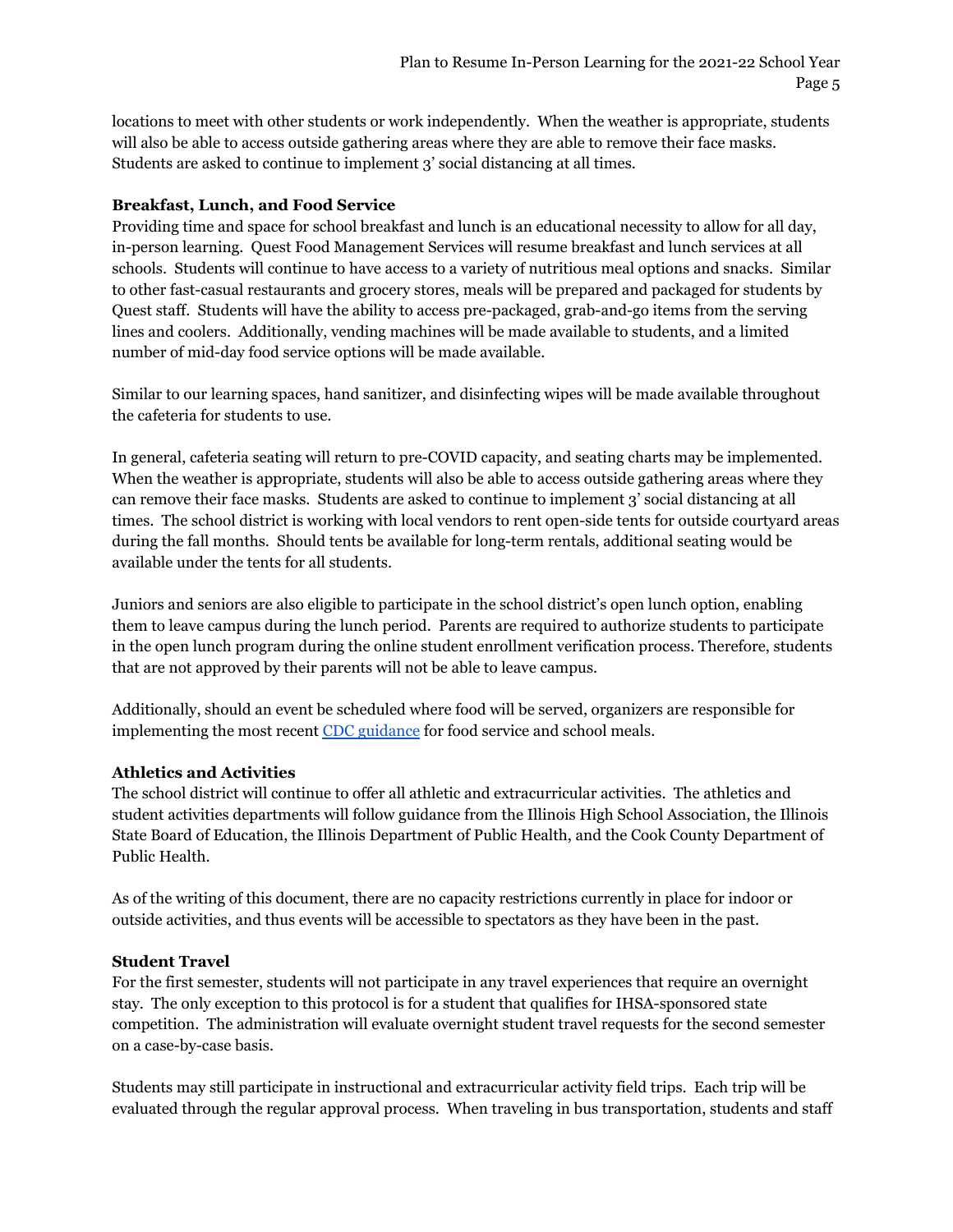locations to meet with other students or work independently. When the weather is appropriate, students will also be able to access outside gathering areas where they are able to remove their face masks. Students are asked to continue to implement 3' social distancing at all times.

**Breakfast, Lunch, and Food Service**

Providing time and space for school breakfast and lunch is an educational necessity to allow for all day, in-person learning. Quest Food Management Services will resume breakfast and lunch services at all schools. Students will continue to have access to a variety of nutritious meal options and snacks. Similar to other fast-casual restaurants and grocery stores, meals will be prepared and packaged for students by Quest staff. Students will have the ability to access pre-packaged, grab-and-go items from the serving lines and coolers. Additionally, vending machines will be made available to students, and a limited number of mid-day food service options will be made available.

Similar to our learning spaces, hand sanitizer, and disinfecting wipes will be made available throughout the cafeteria for students to use.

In general, cafeteria seating will return to pre-COVID capacity, and seating charts may be implemented. When the weather is appropriate, students will also be able to access outside gathering areas where they can remove their face masks. Students are asked to continue to implement 3' social distancing at all times. The school district is working with local vendors to rent open-side tents for outside courtyard areas during the fall months. Should tents be available for long-term rentals, additional seating would be available under the tents for all students.

Juniors and seniors are also eligible to participate in the school district's open lunch option, enabling them to leave campus during the lunch period. Parents are required to authorize students to participate in the open lunch program during the online student enrollment verification process. Therefore, students that are not approved by their parents will not be able to leave campus.

Additionally, should an event be scheduled where food will be served, organizers are responsible for implementing the most recent CDC guidance for food service and school meals.

**Athletics and Activities**

The school district will continue to offer all athletic and extracurricular activities. The athletics and student activities departments will follow guidance from the Illinois High School Association, the Illinois State Board of Education, the Illinois Department of Public Health, and the Cook County Department of Public Health.

As of the writing of this document, there are no capacity restrictions currently in place for indoor or outside activities, and thus events will be accessible to spectators as they have been in the past.

**Student Travel**

For the first semester, students will not participate in any travel experiences that require an overnight stay. The only exception to this protocol is for a student that qualifies for IHSA-sponsored state competition. The administration will evaluate overnight student travel requests for the second semester on a case-by-case basis.

Students may still participate in instructional and extracurricular activity field trips. Each trip will be evaluated through the regular approval process. When traveling in bus transportation, students and staff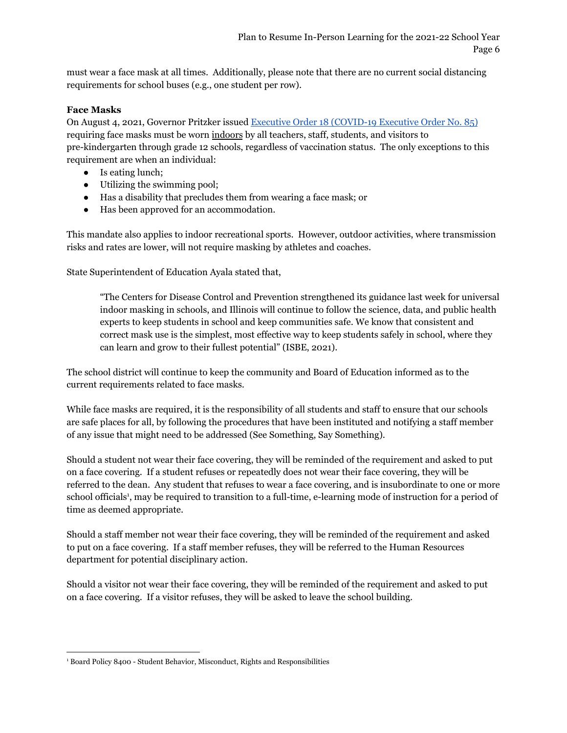must wear a face mask at all times. Additionally, please note that there are no current social distancing requirements for school buses (e.g., one student per row).

**Face Masks**

On August 4, 2021, Governor Pritzker issued [Executive Order 18 (COVID-19 Executive Order No. 85)](#) requiring face masks must be worn <u>indoors</u> by all teachers, staff, students, and visitors to pre-kindergarten through grade 12 schools, regardless of vaccination status. The only exceptions to this requirement are when an individual:

- Is eating lunch;
- Utilizing the swimming pool;
- Has a disability that precludes them from wearing a face mask; or
- Has been approved for an accommodation.

This mandate also applies to indoor recreational sports. However, outdoor activities, where transmission risks and rates are lower, will not require masking by athletes and coaches.

State Superintendent of Education Ayala stated that,

> "The Centers for Disease Control and Prevention strengthened its guidance last week for universal indoor masking in schools, and Illinois will continue to follow the science, data, and public health experts to keep students in school and keep communities safe. We know that consistent and correct mask use is the simplest, most effective way to keep students safely in school, where they can learn and grow to their fullest potential" (ISBE, 2021).

The school district will continue to keep the community and Board of Education informed as to the current requirements related to face masks.

While face masks are required, it is the responsibility of all students and staff to ensure that our schools are safe places for all, by following the procedures that have been instituted and notifying a staff member of any issue that might need to be addressed (See Something, Say Something).

Should a student not wear their face covering, they will be reminded of the requirement and asked to put on a face covering. If a student refuses or repeatedly does not wear their face covering, they will be referred to the dean. Any student that refuses to wear a face covering, and is insubordinate to one or more school officials[1], may be required to transition to a full-time, e-learning mode of instruction for a period of time as deemed appropriate.

Should a staff member not wear their face covering, they will be reminded of the requirement and asked to put on a face covering. If a staff member refuses, they will be referred to the Human Resources department for potential disciplinary action.

Should a visitor not wear their face covering, they will be reminded of the requirement and asked to put on a face covering. If a visitor refuses, they will be asked to leave the school building.

[1] Board Policy 8400 - Student Behavior, Misconduct, Rights and Responsibilities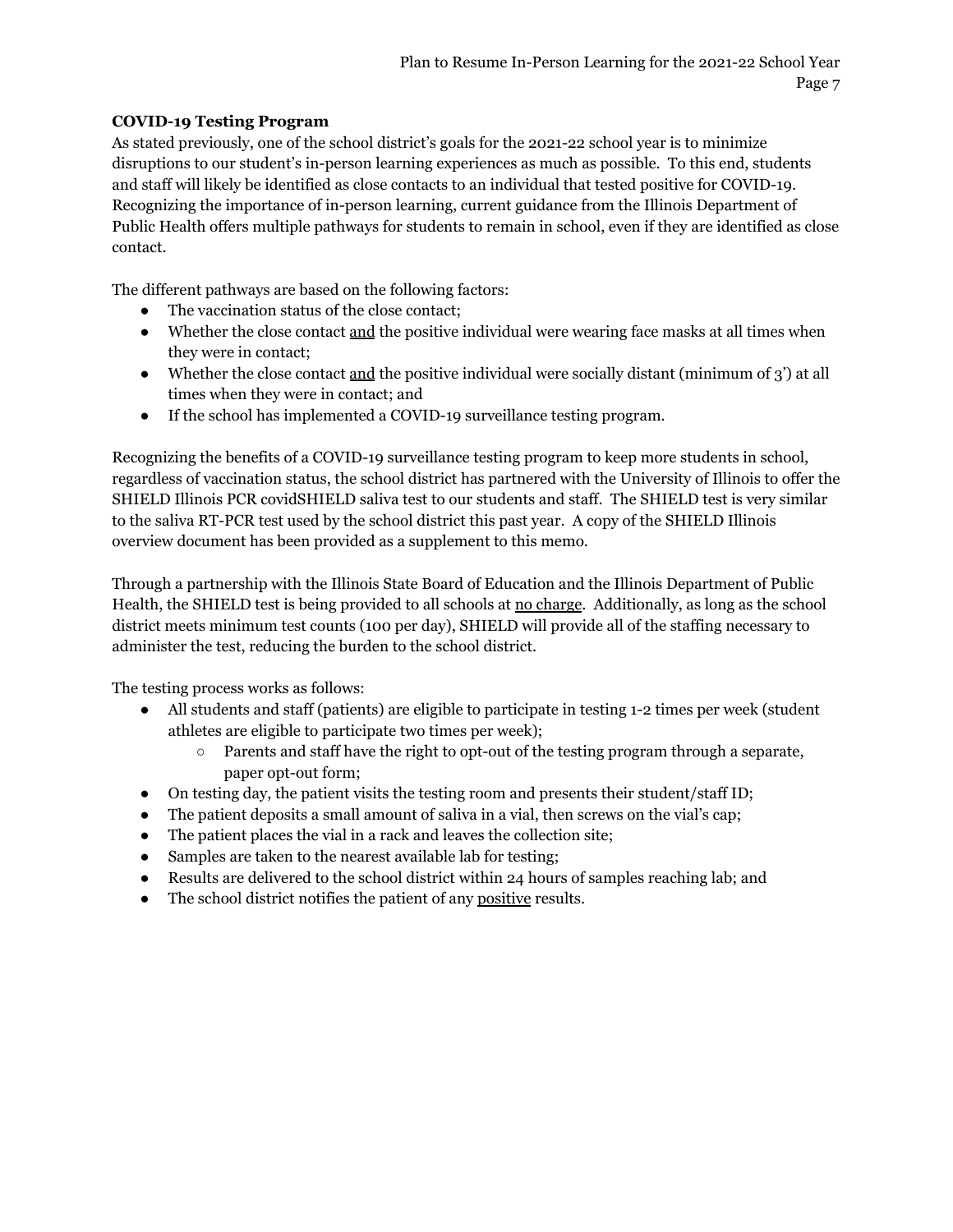**COVID-19 Testing Program**

As stated previously, one of the school district's goals for the 2021-22 school year is to minimize disruptions to our student's in-person learning experiences as much as possible. To this end, students and staff will likely be identified as close contacts to an individual that tested positive for COVID-19. Recognizing the importance of in-person learning, current guidance from the Illinois Department of Public Health offers multiple pathways for students to remain in school, even if they are identified as close contact.

The different pathways are based on the following factors:

- The vaccination status of the close contact;
- Whether the close contact and the positive individual were wearing face masks at all times when they were in contact;
- Whether the close contact and the positive individual were socially distant (minimum of 3') at all times when they were in contact; and
- If the school has implemented a COVID-19 surveillance testing program.

Recognizing the benefits of a COVID-19 surveillance testing program to keep more students in school, regardless of vaccination status, the school district has partnered with the University of Illinois to offer the SHIELD Illinois PCR covidSHIELD saliva test to our students and staff. The SHIELD test is very similar to the saliva RT-PCR test used by the school district this past year. A copy of the SHIELD Illinois overview document has been provided as a supplement to this memo.

Through a partnership with the Illinois State Board of Education and the Illinois Department of Public Health, the SHIELD test is being provided to all schools at no charge. Additionally, as long as the school district meets minimum test counts (100 per day), SHIELD will provide all of the staffing necessary to administer the test, reducing the burden to the school district.

The testing process works as follows:

- All students and staff (patients) are eligible to participate in testing 1-2 times per week (student athletes are eligible to participate two times per week);
    - Parents and staff have the right to opt-out of the testing program through a separate, paper opt-out form;
- On testing day, the patient visits the testing room and presents their student/staff ID;
- The patient deposits a small amount of saliva in a vial, then screws on the vial's cap;
- The patient places the vial in a rack and leaves the collection site;
- Samples are taken to the nearest available lab for testing;
- Results are delivered to the school district within 24 hours of samples reaching lab; and
- The school district notifies the patient of any positive results.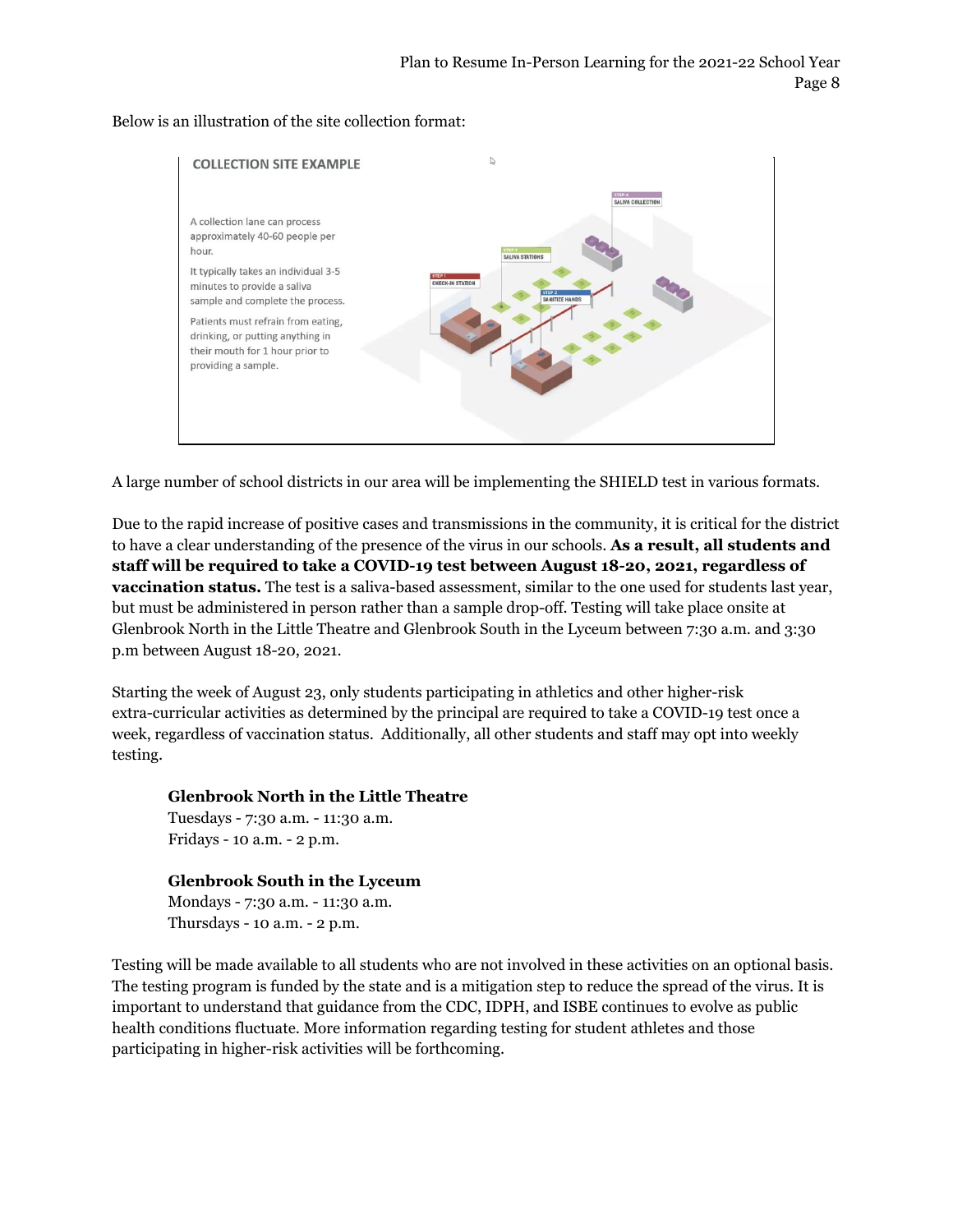Below is an illustration of the site collection format:

**COLLECTION SITE EXAMPLE**

A collection lane can process approximately 40-60 people per hour.

It typically takes an individual 3-5 minutes to provide a saliva sample and complete the process.

Patients must refrain from eating, drinking, or putting anything in their mouth for 1 hour prior to providing a sample.

STEP 1 CHECK-IN STATION

STEP 2 SANITIZE HANDS

STEP 3 SALIVA STATIONS

STEP 4 SALIVA COLLECTION

A large number of school districts in our area will be implementing the SHIELD test in various formats.

Due to the rapid increase of positive cases and transmissions in the community, it is critical for the district to have a clear understanding of the presence of the virus in our schools. **As a result, all students and staff will be required to take a COVID-19 test between August 18-20, 2021, regardless of vaccination status.** The test is a saliva-based assessment, similar to the one used for students last year, but must be administered in person rather than a sample drop-off. Testing will take place onsite at Glenbrook North in the Little Theatre and Glenbrook South in the Lyceum between 7:30 a.m. and 3:30 p.m between August 18-20, 2021.

Starting the week of August 23, only students participating in athletics and other higher-risk extra-curricular activities as determined by the principal are required to take a COVID-19 test once a week, regardless of vaccination status. Additionally, all other students and staff may opt into weekly testing.

**Glenbrook North in the Little Theatre**
Tuesdays - 7:30 a.m. - 11:30 a.m.
Fridays - 10 a.m. - 2 p.m.

**Glenbrook South in the Lyceum**
Mondays - 7:30 a.m. - 11:30 a.m.
Thursdays - 10 a.m. - 2 p.m.

Testing will be made available to all students who are not involved in these activities on an optional basis. The testing program is funded by the state and is a mitigation step to reduce the spread of the virus. It is important to understand that guidance from the CDC, IDPH, and ISBE continues to evolve as public health conditions fluctuate. More information regarding testing for student athletes and those participating in higher-risk activities will be forthcoming.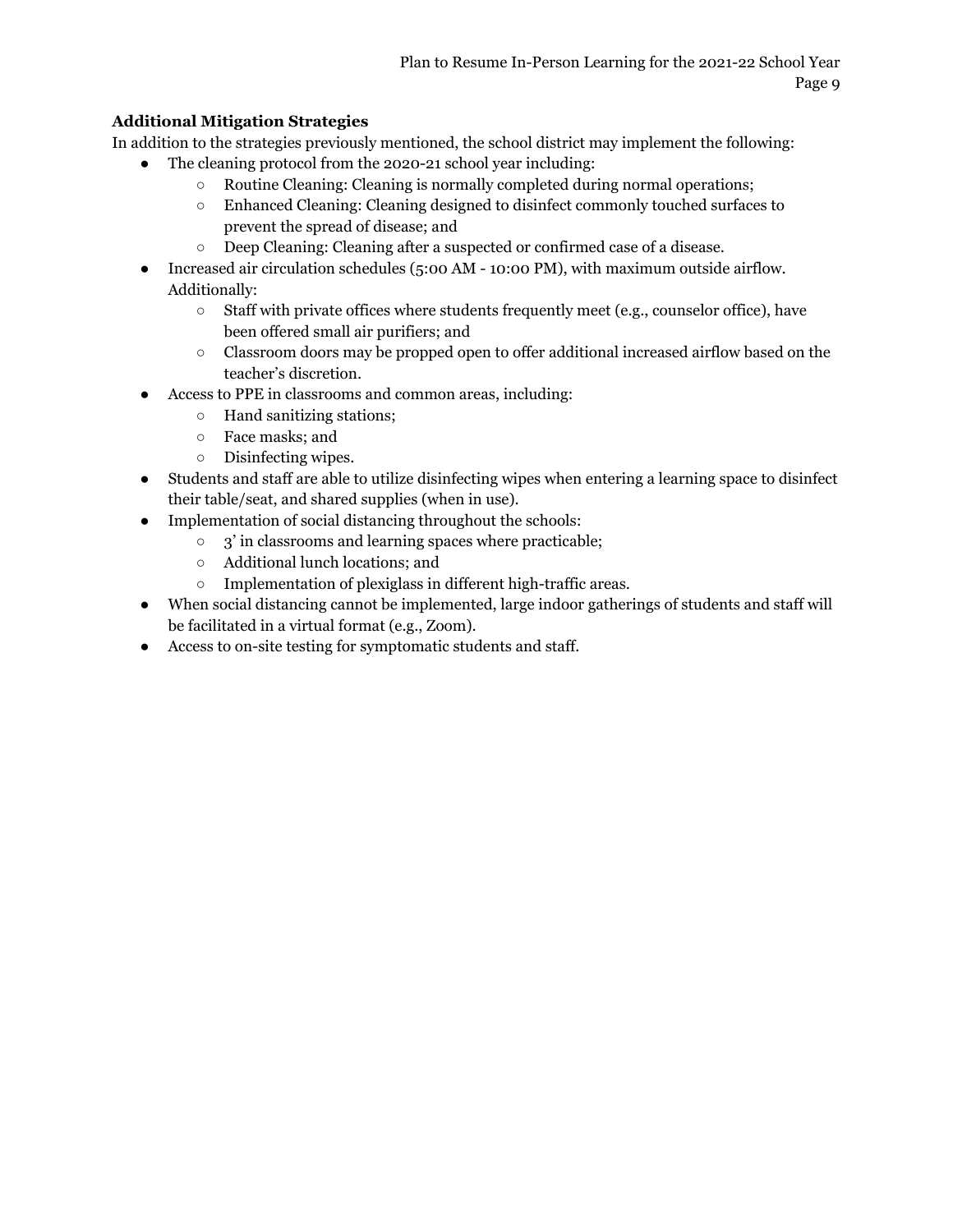**Additional Mitigation Strategies**

In addition to the strategies previously mentioned, the school district may implement the following:

- The cleaning protocol from the 2020-21 school year including:
  - Routine Cleaning: Cleaning is normally completed during normal operations;
  - Enhanced Cleaning: Cleaning designed to disinfect commonly touched surfaces to prevent the spread of disease; and
  - Deep Cleaning: Cleaning after a suspected or confirmed case of a disease.
- Increased air circulation schedules (5:00 AM - 10:00 PM), with maximum outside airflow. Additionally:
  - Staff with private offices where students frequently meet (e.g., counselor office), have been offered small air purifiers; and
  - Classroom doors may be propped open to offer additional increased airflow based on the teacher's discretion.
- Access to PPE in classrooms and common areas, including:
  - Hand sanitizing stations;
  - Face masks; and
  - Disinfecting wipes.
- Students and staff are able to utilize disinfecting wipes when entering a learning space to disinfect their table/seat, and shared supplies (when in use).
- Implementation of social distancing throughout the schools:
  - 3' in classrooms and learning spaces where practicable;
  - Additional lunch locations; and
  - Implementation of plexiglass in different high-traffic areas.
- When social distancing cannot be implemented, large indoor gatherings of students and staff will be facilitated in a virtual format (e.g., Zoom).
- Access to on-site testing for symptomatic students and staff.